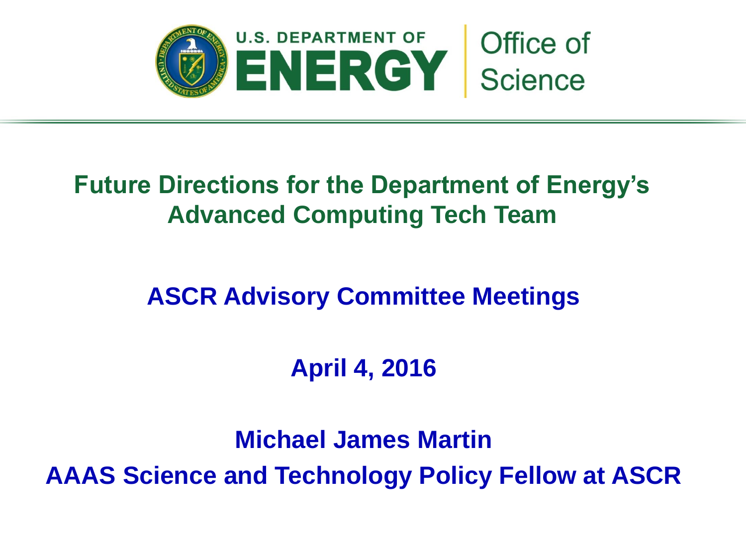U.S. DEPARTMENT OF **ENERGY** | Office of Science

# Future Directions for the Department of Energy's Advanced Computing Tech Team

**ASCR Advisory Committee Meetings**

**April 4, 2016**

**Michael James Martin**

**AAAS Science and Technology Policy Fellow at ASCR**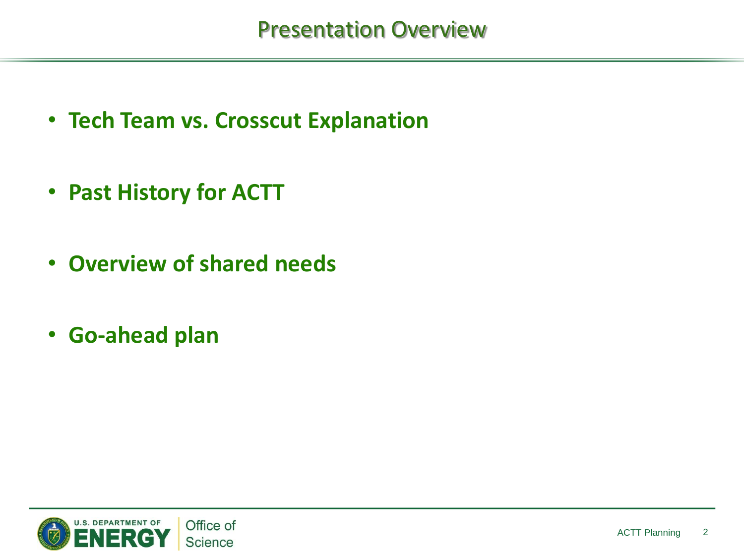# Presentation Overview

- **Tech Team vs. Crosscut Explanation**
- **Past History for ACTT**
- **Overview of shared needs**
- **Go-ahead plan**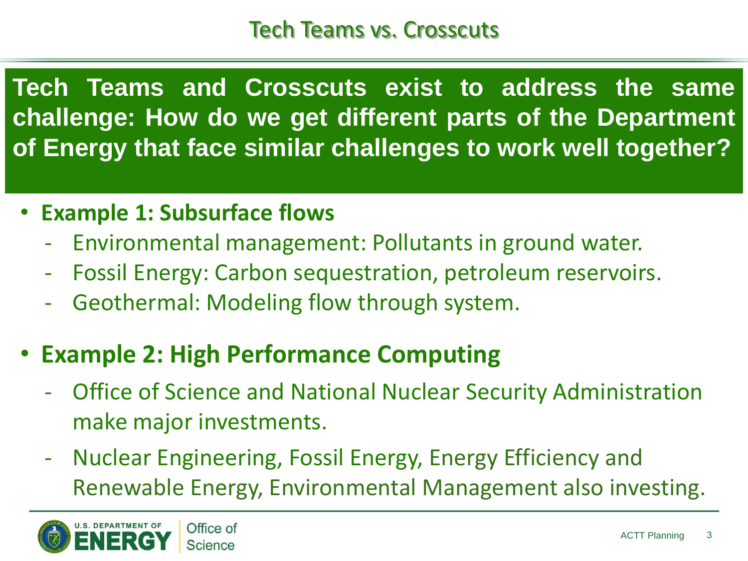# Tech Teams vs. Crosscuts

**Tech Teams and Crosscuts exist to address the same challenge: How do we get different parts of the Department of Energy that face similar challenges to work well together?**

- **Example 1: Subsurface flows**
  - Environmental management: Pollutants in ground water.
  - Fossil Energy: Carbon sequestration, petroleum reservoirs.
  - Geothermal: Modeling flow through system.

- **Example 2: High Performance Computing**
  - Office of Science and National Nuclear Security Administration make major investments.
  - Nuclear Engineering, Fossil Energy, Energy Efficiency and Renewable Energy, Environmental Management also investing.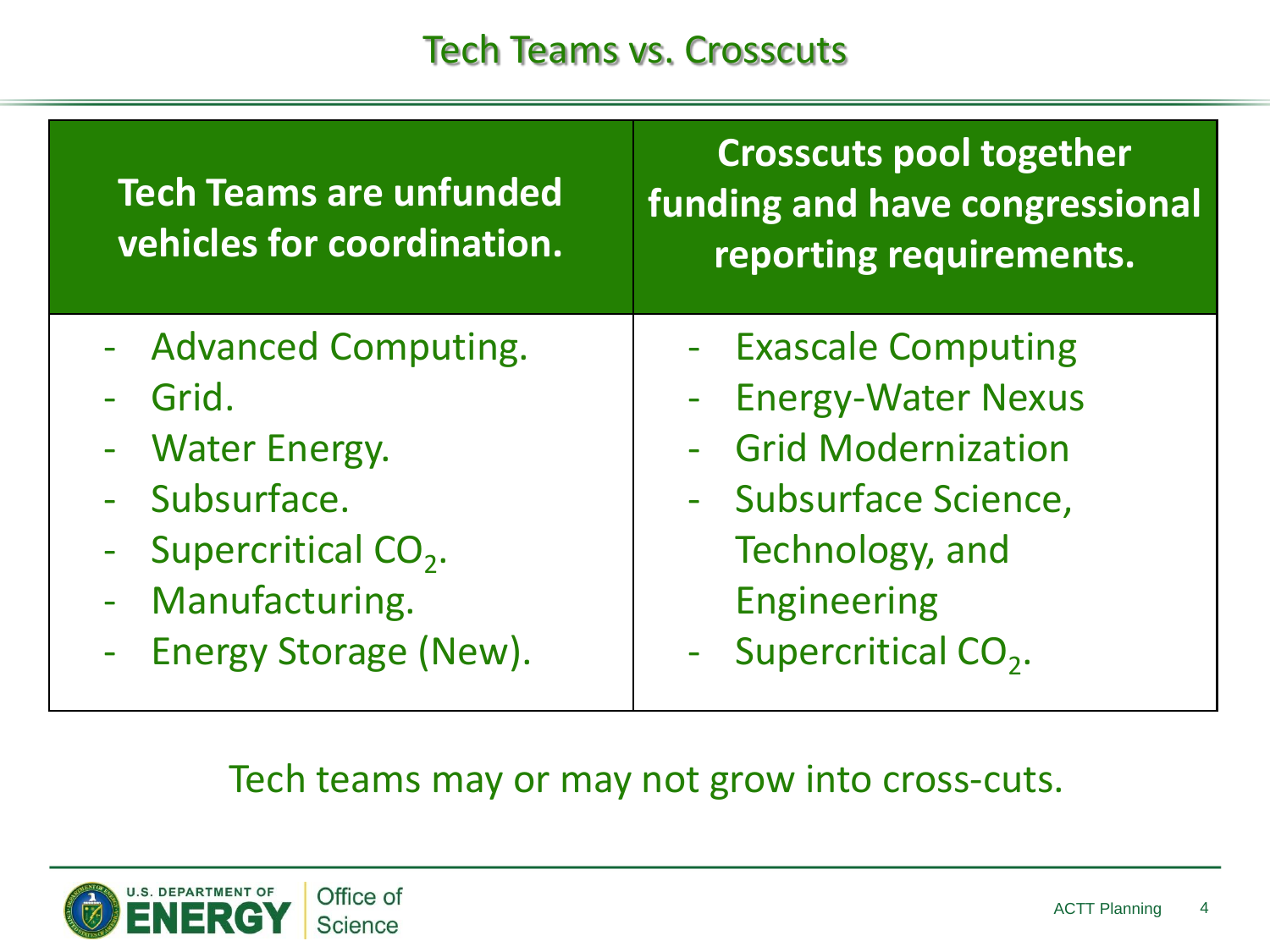# Tech Teams vs. Crosscuts

| Tech Teams are unfunded vehicles for coordination. | Crosscuts pool together funding and have congressional reporting requirements. |
| --- | --- |
| - Advanced Computing.<br>- Grid.<br>- Water Energy.<br>- Subsurface.<br>- Supercritical $CO_2$.<br>- Manufacturing.<br>- Energy Storage (New). | - Exascale Computing<br>- Energy-Water Nexus<br>- Grid Modernization<br>- Subsurface Science, Technology, and Engineering<br>- Supercritical $CO_2$. |

Tech teams may or may not grow into cross-cuts.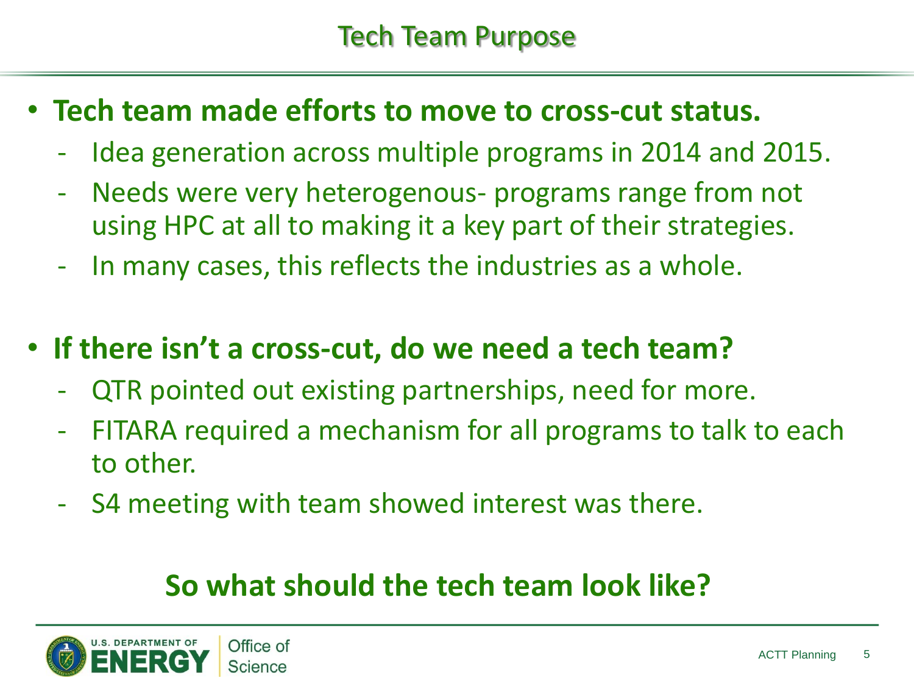# Tech Team Purpose

- **Tech team made efforts to move to cross-cut status.**
  - Idea generation across multiple programs in 2014 and 2015.
  - Needs were very heterogenous- programs range from not using HPC at all to making it a key part of their strategies.
  - In many cases, this reflects the industries as a whole.

- **If there isn't a cross-cut, do we need a tech team?**
  - QTR pointed out existing partnerships, need for more.
  - FITARA required a mechanism for all programs to talk to each to other.
  - S4 meeting with team showed interest was there.

**So what should the tech team look like?**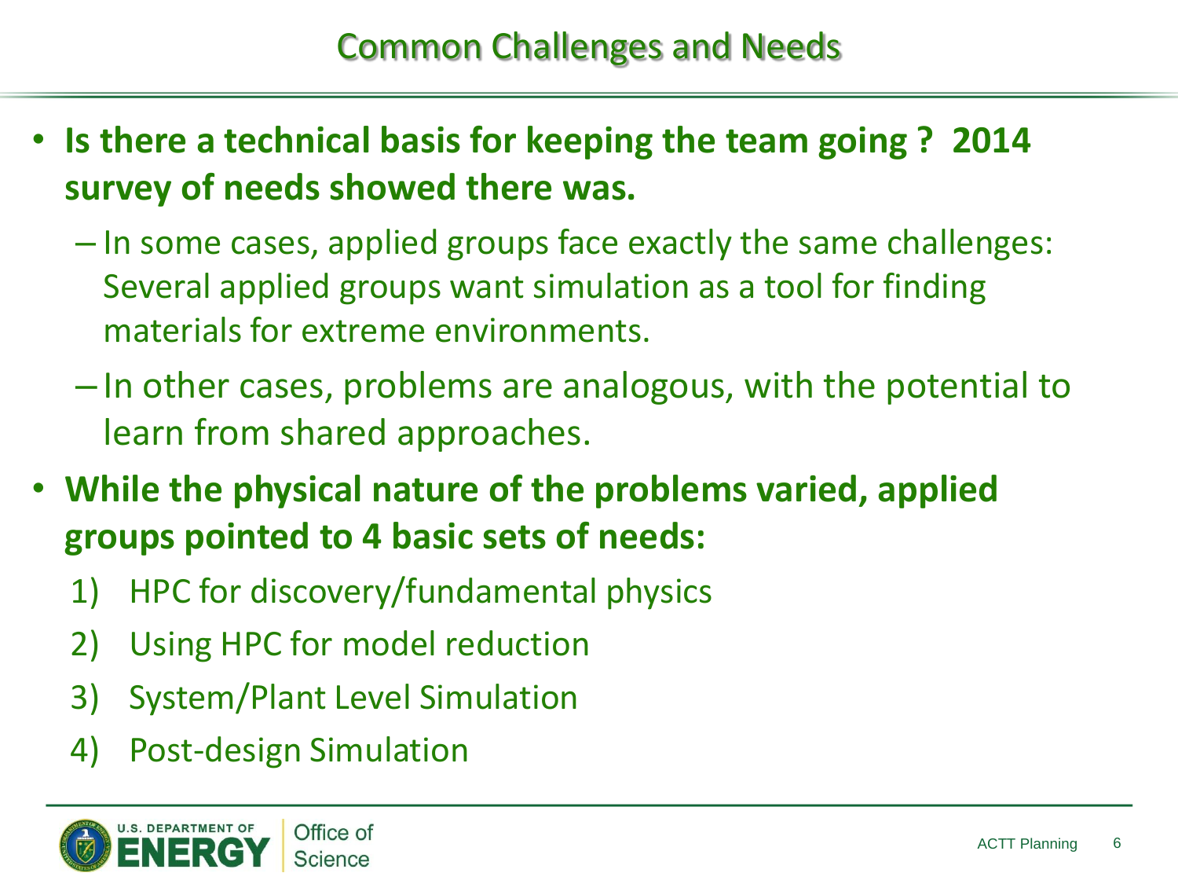# Common Challenges and Needs

- **Is there a technical basis for keeping the team going ? 2014 survey of needs showed there was.**
  - In some cases, applied groups face exactly the same challenges: Several applied groups want simulation as a tool for finding materials for extreme environments.
  - In other cases, problems are analogous, with the potential to learn from shared approaches.
- **While the physical nature of the problems varied, applied groups pointed to 4 basic sets of needs:**
  1) HPC for discovery/fundamental physics
  2) Using HPC for model reduction
  3) System/Plant Level Simulation
  4) Post-design Simulation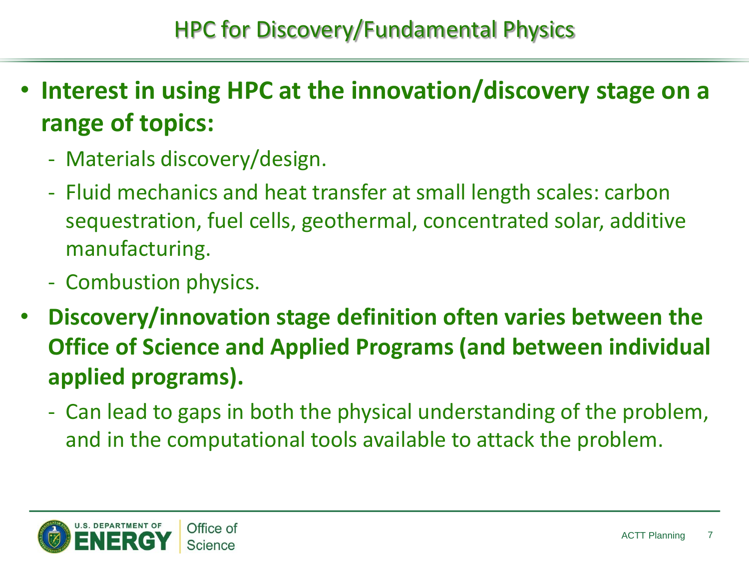# HPC for Discovery/Fundamental Physics

- **Interest in using HPC at the innovation/discovery stage on a range of topics:**
  - Materials discovery/design.
  - Fluid mechanics and heat transfer at small length scales: carbon sequestration, fuel cells, geothermal, concentrated solar, additive manufacturing.
  - Combustion physics.
- **Discovery/innovation stage definition often varies between the Office of Science and Applied Programs (and between individual applied programs).**
  - Can lead to gaps in both the physical understanding of the problem, and in the computational tools available to attack the problem.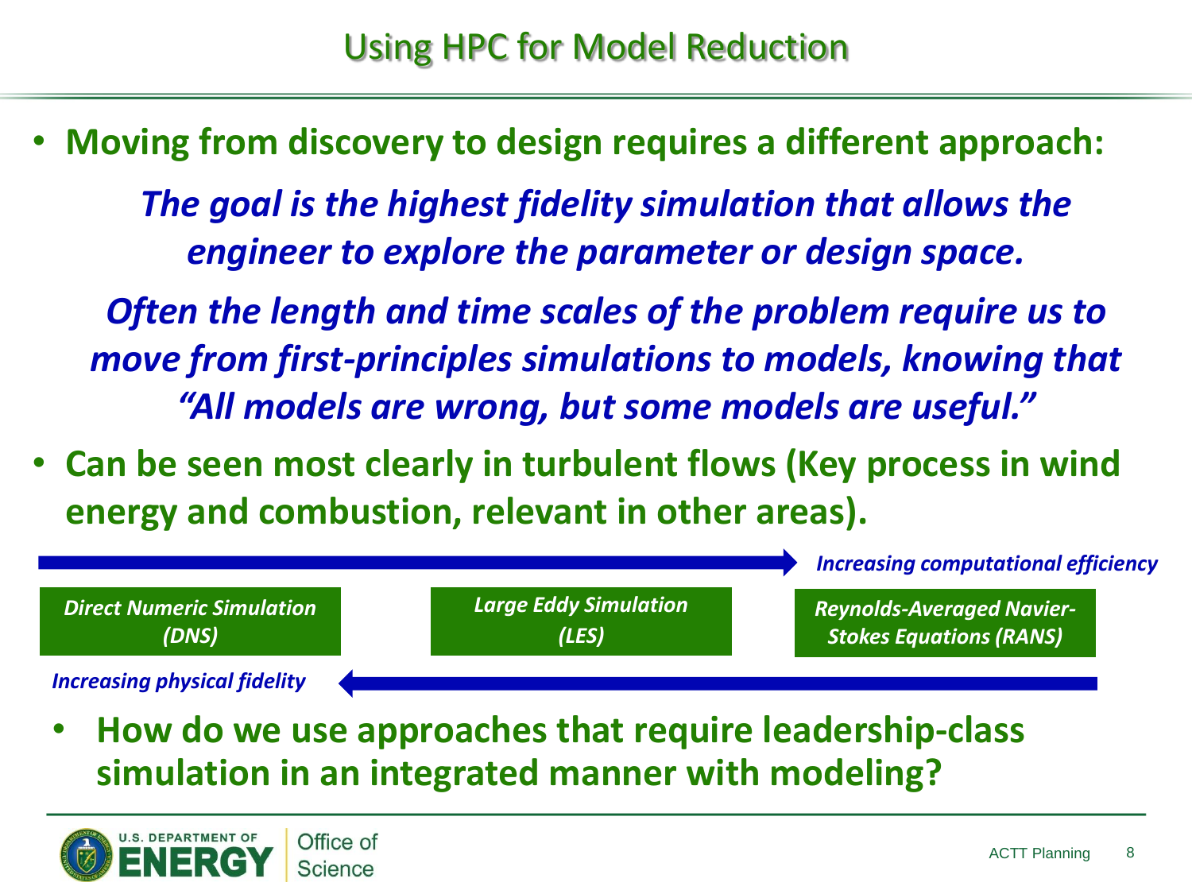# Using HPC for Model Reduction

- **Moving from discovery to design requires a different approach:**

  ***The goal is the highest fidelity simulation that allows the engineer to explore the parameter or design space.***

  ***Often the length and time scales of the problem require us to move from first-principles simulations to models, knowing that "All models are wrong, but some models are useful."***

- **Can be seen most clearly in turbulent flows (Key process in wind energy and combustion, relevant in other areas).**

*Increasing computational efficiency* →

***Direct Numeric Simulation (DNS)*** | ***Large Eddy Simulation (LES)*** | ***Reynolds-Averaged Navier-Stokes Equations (RANS)***

← *Increasing physical fidelity*

- **How do we use approaches that require leadership-class simulation in an integrated manner with modeling?**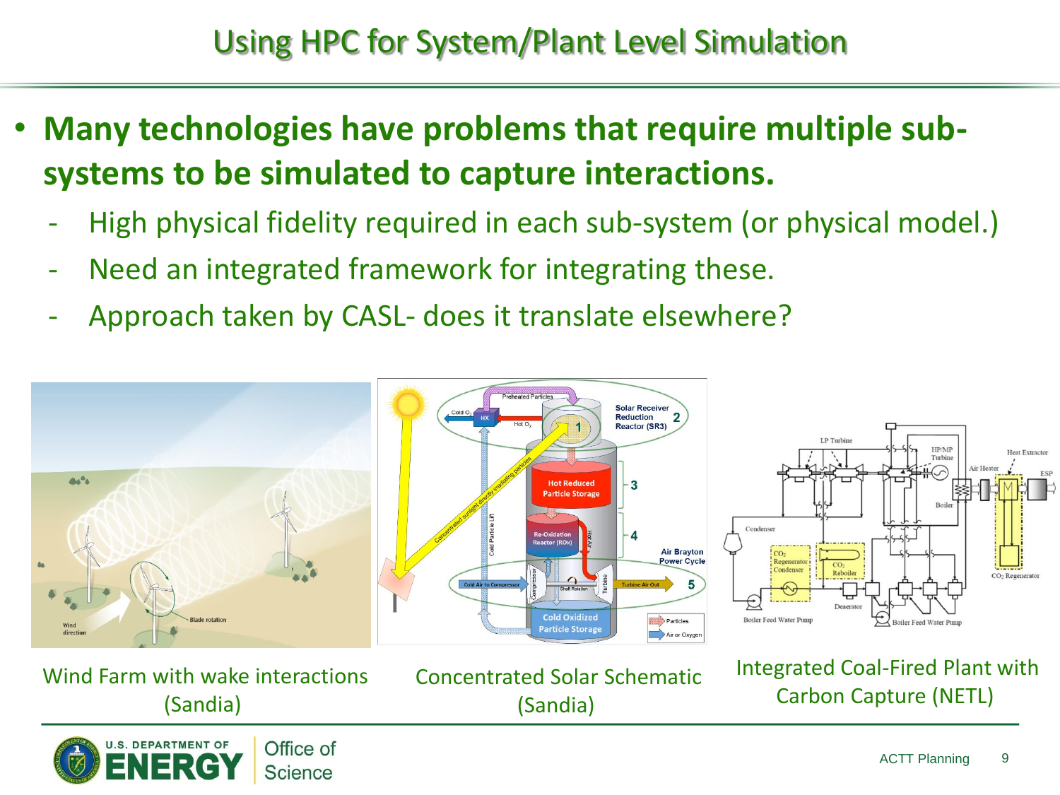# Using HPC for System/Plant Level Simulation

- **Many technologies have problems that require multiple sub-systems to be simulated to capture interactions.**
  - High physical fidelity required in each sub-system (or physical model.)
  - Need an integrated framework for integrating these.
  - Approach taken by CASL- does it translate elsewhere?

Wind Farm with wake interactions (Sandia)

Concentrated Solar Schematic (Sandia)

Integrated Coal-Fired Plant with Carbon Capture (NETL)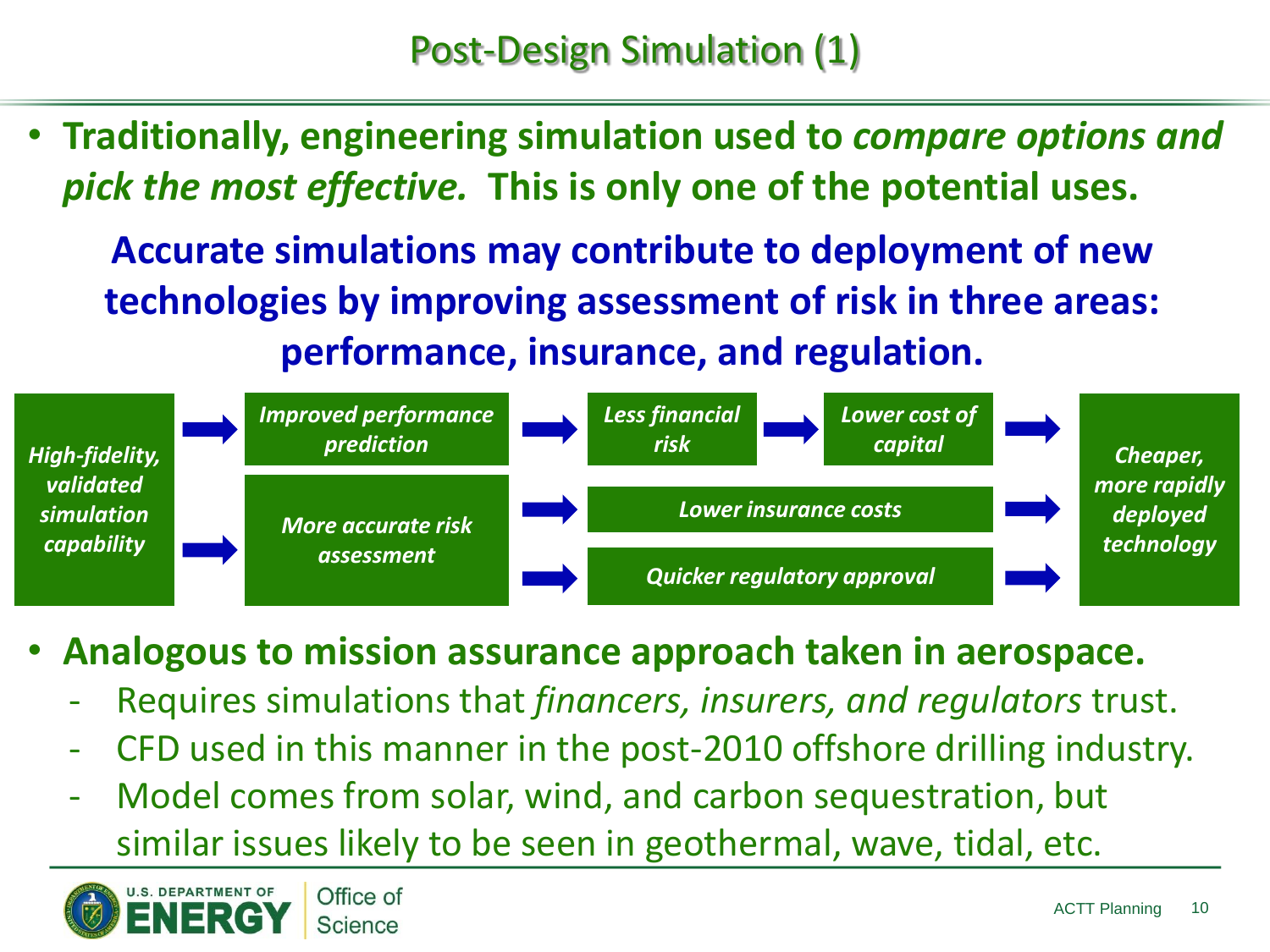# Post-Design Simulation (1)

- **Traditionally, engineering simulation used to *compare options and pick the most effective.* This is only one of the potential uses.**

**Accurate simulations may contribute to deployment of new technologies by improving assessment of risk in three areas: performance, insurance, and regulation.**

*High-fidelity, validated simulation capability* → *Improved performance prediction* → *Less financial risk* → *Lower cost of capital* → *Cheaper, more rapidly deployed technology*

*High-fidelity, validated simulation capability* → *More accurate risk assessment* → *Lower insurance costs* → *Cheaper, more rapidly deployed technology*

*More accurate risk assessment* → *Quicker regulatory approval* → *Cheaper, more rapidly deployed technology*

- **Analogous to mission assurance approach taken in aerospace.**
  - Requires simulations that *financers, insurers, and regulators* trust.
  - CFD used in this manner in the post-2010 offshore drilling industry.
  - Model comes from solar, wind, and carbon sequestration, but similar issues likely to be seen in geothermal, wave, tidal, etc.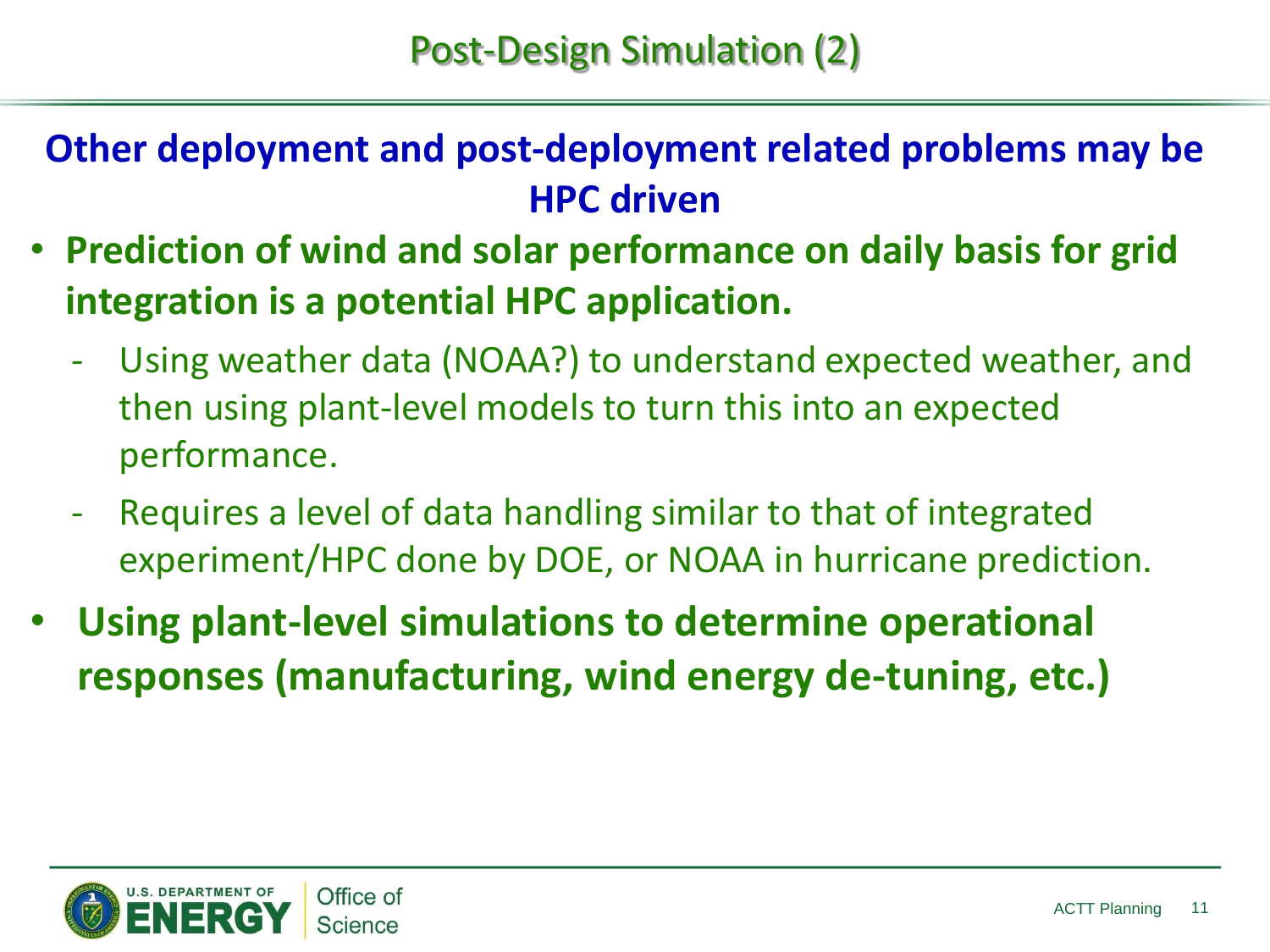# Post-Design Simulation (2)

**Other deployment and post-deployment related problems may be HPC driven**

- **Prediction of wind and solar performance on daily basis for grid integration is a potential HPC application.**
  - Using weather data (NOAA?) to understand expected weather, and then using plant-level models to turn this into an expected performance.
  - Requires a level of data handling similar to that of integrated experiment/HPC done by DOE, or NOAA in hurricane prediction.
- **Using plant-level simulations to determine operational responses (manufacturing, wind energy de-tuning, etc.)**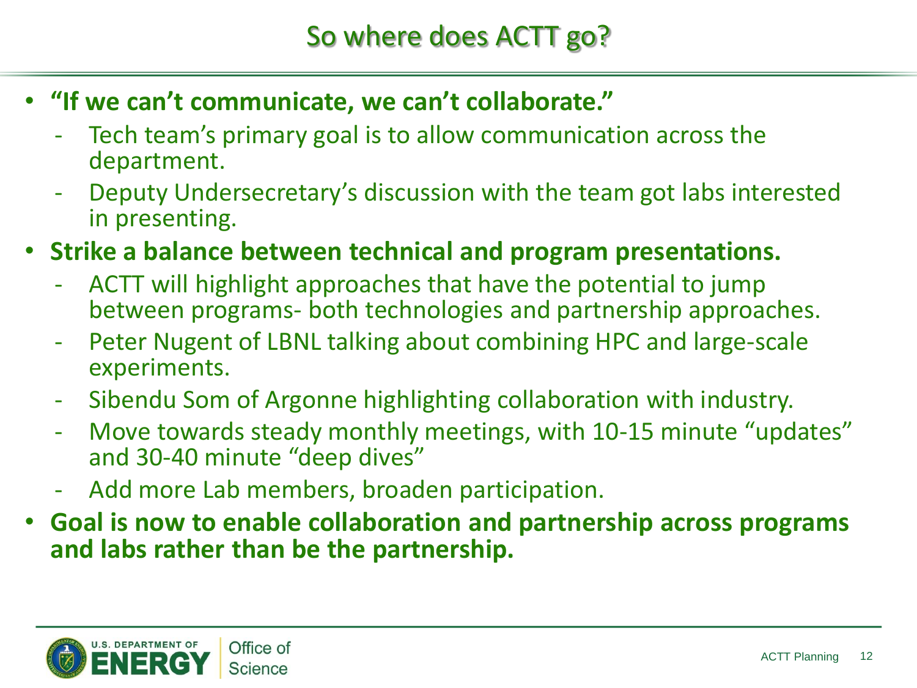# So where does ACTT go?

- **"If we can't communicate, we can't collaborate."**
  - Tech team's primary goal is to allow communication across the department.
  - Deputy Undersecretary's discussion with the team got labs interested in presenting.
- **Strike a balance between technical and program presentations.**
  - ACTT will highlight approaches that have the potential to jump between programs- both technologies and partnership approaches.
  - Peter Nugent of LBNL talking about combining HPC and large-scale experiments.
  - Sibendu Som of Argonne highlighting collaboration with industry.
  - Move towards steady monthly meetings, with 10-15 minute "updates" and 30-40 minute "deep dives"
  - Add more Lab members, broaden participation.
- **Goal is now to enable collaboration and partnership across programs and labs rather than be the partnership.**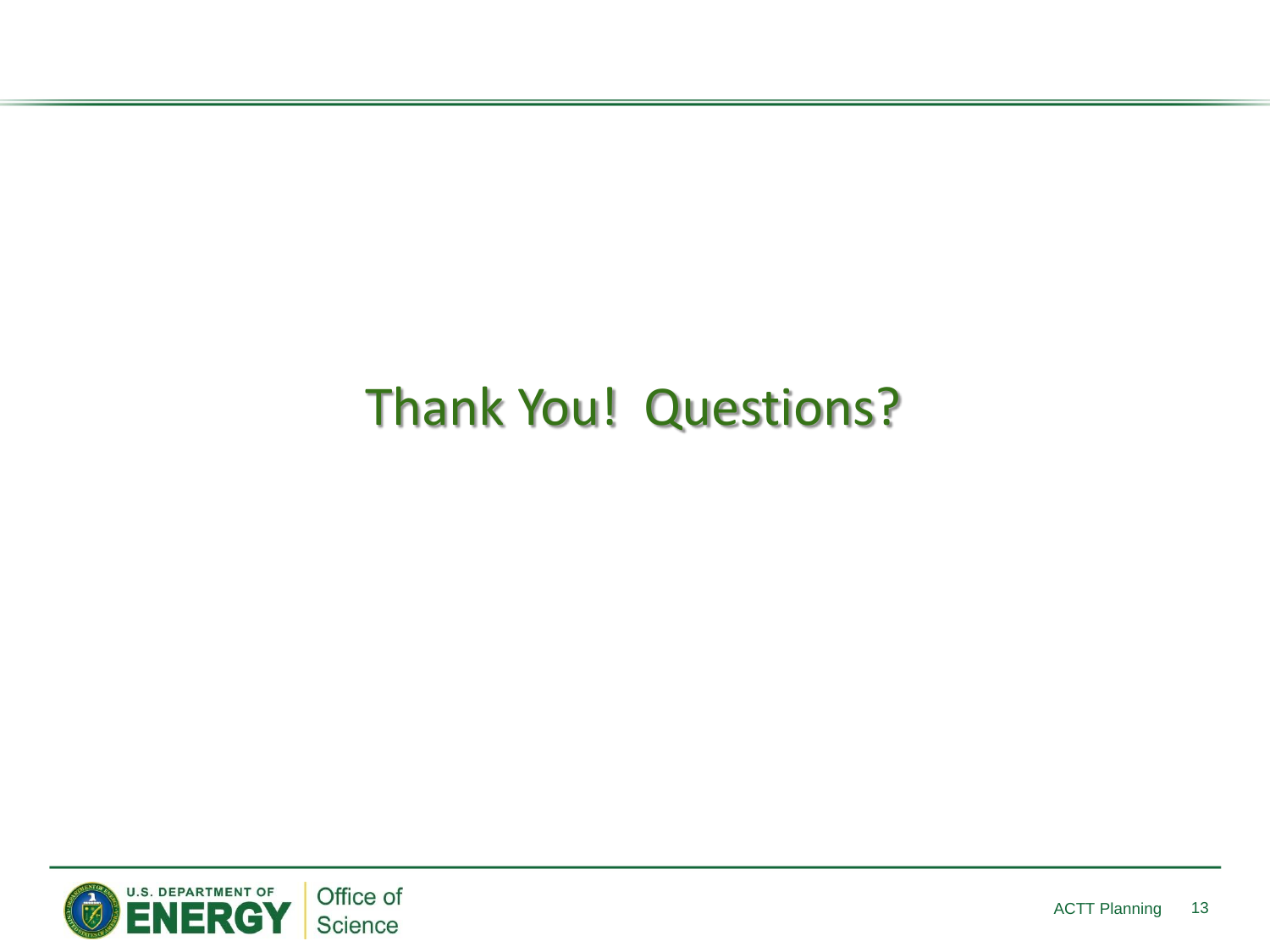# Thank You! Questions?